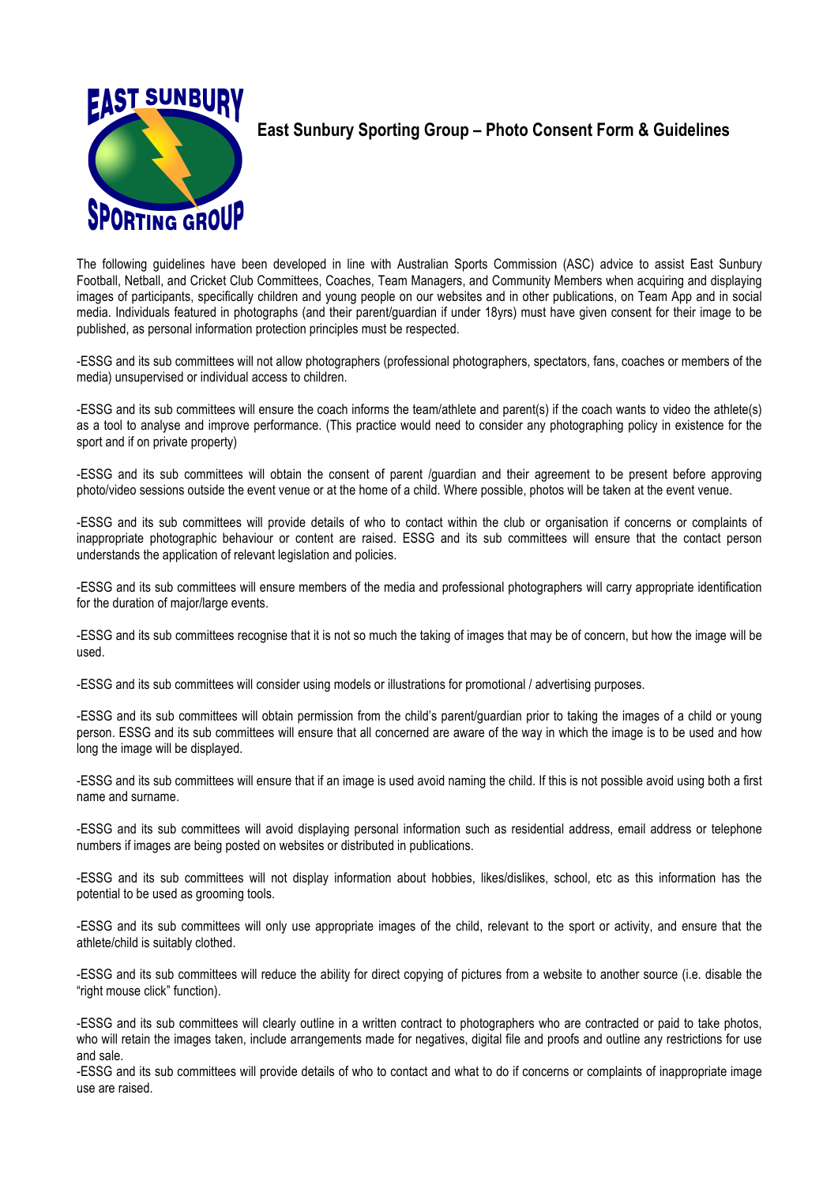# East Sunbury Sporting Group – Photo Consent Form & Guidelines

The following guidelines have been developed in line with Australian Sports Commission (ASC) advice to assist East Sunbury Football, Netball, and Cricket Club Committees, Coaches, Team Managers, and Community Members when acquiring and displaying images of participants, specifically children and young people on our websites and in other publications, on Team App and in social media. Individuals featured in photographs (and their parent/guardian if under 18yrs) must have given consent for their image to be published, as personal information protection principles must be respected.

-ESSG and its sub committees will not allow photographers (professional photographers, spectators, fans, coaches or members of the media) unsupervised or individual access to children.

-ESSG and its sub committees will ensure the coach informs the team/athlete and parent(s) if the coach wants to video the athlete(s) as a tool to analyse and improve performance. (This practice would need to consider any photographing policy in existence for the sport and if on private property)

-ESSG and its sub committees will obtain the consent of parent /guardian and their agreement to be present before approving photo/video sessions outside the event venue or at the home of a child. Where possible, photos will be taken at the event venue.

-ESSG and its sub committees will provide details of who to contact within the club or organisation if concerns or complaints of inappropriate photographic behaviour or content are raised. ESSG and its sub committees will ensure that the contact person understands the application of relevant legislation and policies.

-ESSG and its sub committees will ensure members of the media and professional photographers will carry appropriate identification for the duration of major/large events.

-ESSG and its sub committees recognise that it is not so much the taking of images that may be of concern, but how the image will be used.

-ESSG and its sub committees will consider using models or illustrations for promotional / advertising purposes.

-ESSG and its sub committees will obtain permission from the child's parent/guardian prior to taking the images of a child or young person. ESSG and its sub committees will ensure that all concerned are aware of the way in which the image is to be used and how long the image will be displayed.

-ESSG and its sub committees will ensure that if an image is used avoid naming the child. If this is not possible avoid using both a first name and surname.

-ESSG and its sub committees will avoid displaying personal information such as residential address, email address or telephone numbers if images are being posted on websites or distributed in publications.

-ESSG and its sub committees will not display information about hobbies, likes/dislikes, school, etc as this information has the potential to be used as grooming tools.

-ESSG and its sub committees will only use appropriate images of the child, relevant to the sport or activity, and ensure that the athlete/child is suitably clothed.

-ESSG and its sub committees will reduce the ability for direct copying of pictures from a website to another source (i.e. disable the "right mouse click" function).

-ESSG and its sub committees will clearly outline in a written contract to photographers who are contracted or paid to take photos, who will retain the images taken, include arrangements made for negatives, digital file and proofs and outline any restrictions for use and sale.

-ESSG and its sub committees will provide details of who to contact and what to do if concerns or complaints of inappropriate image use are raised.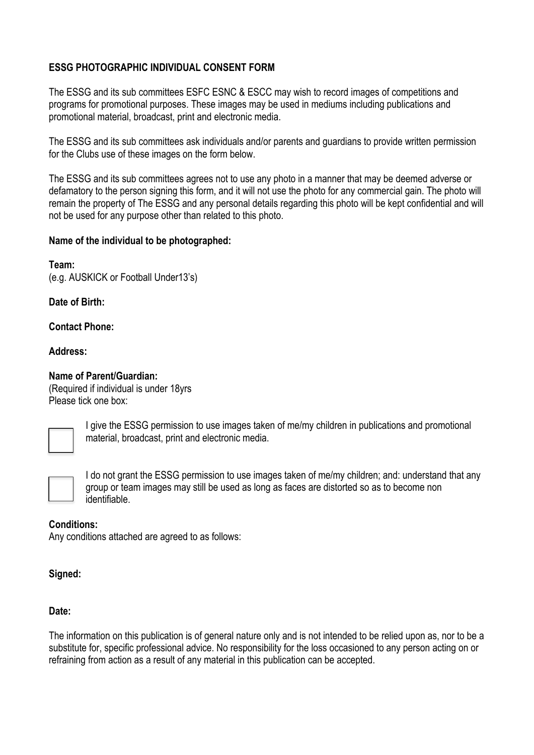**ESSG PHOTOGRAPHIC INDIVIDUAL CONSENT FORM**

The ESSG and its sub committees ESFC ESNC & ESCC may wish to record images of competitions and programs for promotional purposes. These images may be used in mediums including publications and promotional material, broadcast, print and electronic media.

The ESSG and its sub committees ask individuals and/or parents and guardians to provide written permission for the Clubs use of these images on the form below.

The ESSG and its sub committees agrees not to use any photo in a manner that may be deemed adverse or defamatory to the person signing this form, and it will not use the photo for any commercial gain. The photo will remain the property of The ESSG and any personal details regarding this photo will be kept confidential and will not be used for any purpose other than related to this photo.

**Name of the individual to be photographed:**

**Team:**
(e.g. AUSKICK or Football Under13's)

**Date of Birth:**

**Contact Phone:**

**Address:**

**Name of Parent/Guardian:**
(Required if individual is under 18yrs
Please tick one box:

☐ I give the ESSG permission to use images taken of me/my children in publications and promotional material, broadcast, print and electronic media.

☐ I do not grant the ESSG permission to use images taken of me/my children; and: understand that any group or team images may still be used as long as faces are distorted so as to become non identifiable.

**Conditions:**
Any conditions attached are agreed to as follows:

**Signed:**

**Date:**

The information on this publication is of general nature only and is not intended to be relied upon as, nor to be a substitute for, specific professional advice. No responsibility for the loss occasioned to any person acting on or refraining from action as a result of any material in this publication can be accepted.